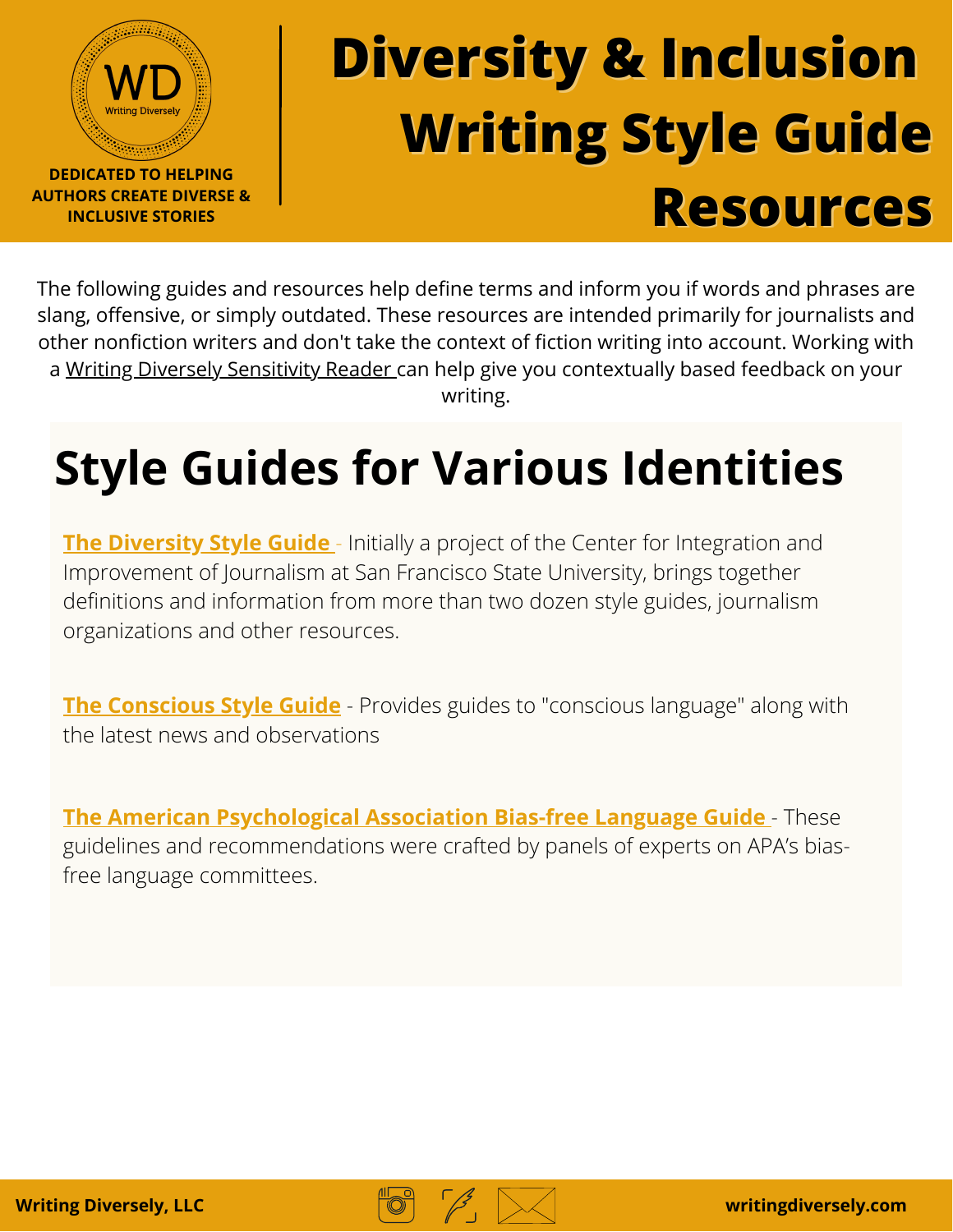WD
Writing Diversely

DEDICATED TO HELPING AUTHORS CREATE DIVERSE & INCLUSIVE STORIES

# Diversity & Inclusion Writing Style Guide Resources

The following guides and resources help define terms and inform you if words and phrases are slang, offensive, or simply outdated. These resources are intended primarily for journalists and other nonfiction writers and don't take the context of fiction writing into account. Working with a Writing Diversely Sensitivity Reader can help give you contextually based feedback on your writing.

## Style Guides for Various Identities

**The Diversity Style Guide** - Initially a project of the Center for Integration and Improvement of Journalism at San Francisco State University, brings together definitions and information from more than two dozen style guides, journalism organizations and other resources.

**The Conscious Style Guide** - Provides guides to "conscious language" along with the latest news and observations

**The American Psychological Association Bias-free Language Guide** - These guidelines and recommendations were crafted by panels of experts on APA's bias-free language committees.

Writing Diversely, LLC

writingdiversely.com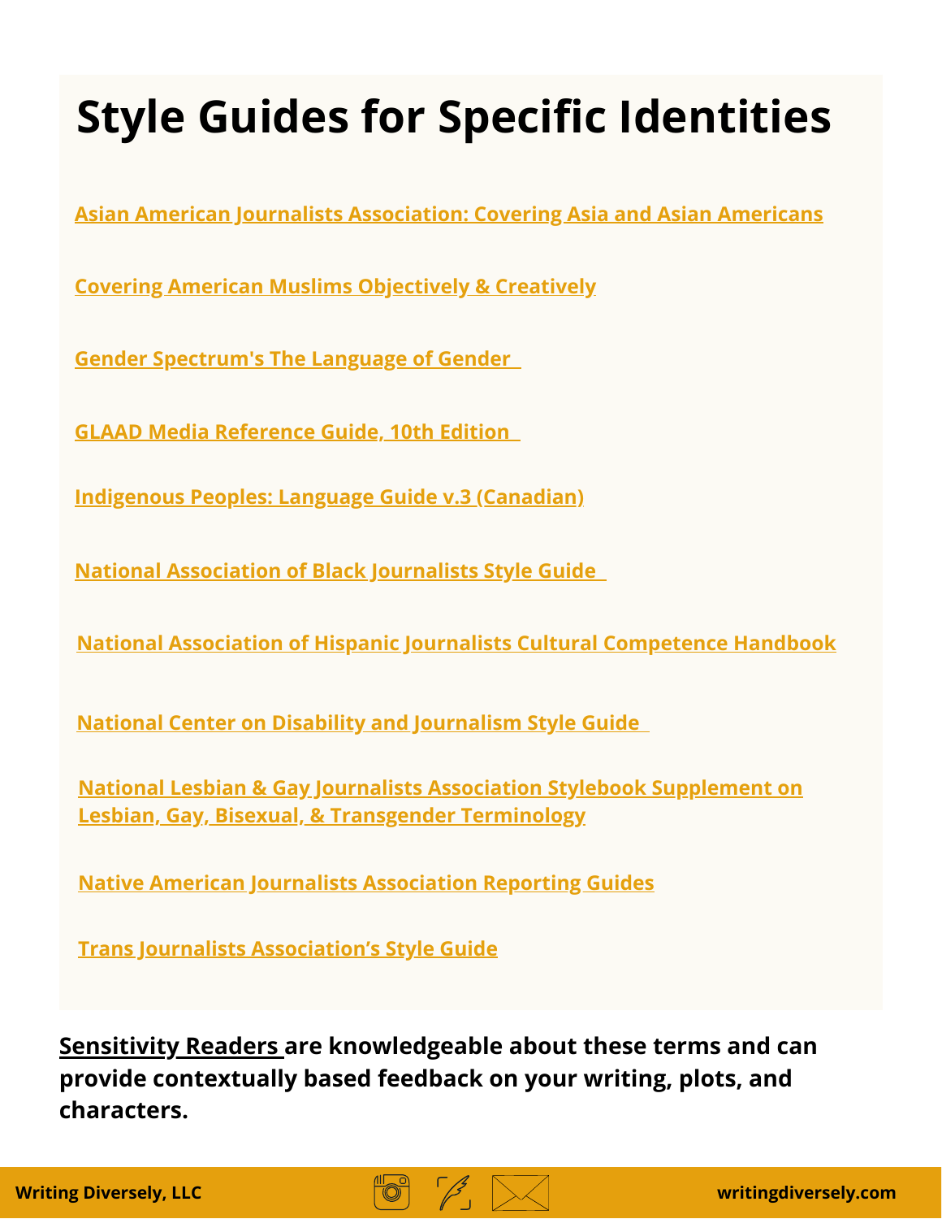# Style Guides for Specific Identities

Asian American Journalists Association: Covering Asia and Asian Americans

Covering American Muslims Objectively & Creatively

Gender Spectrum's The Language of Gender

GLAAD Media Reference Guide, 10th Edition

Indigenous Peoples: Language Guide v.3 (Canadian)

National Association of Black Journalists Style Guide

National Association of Hispanic Journalists Cultural Competence Handbook

National Center on Disability and Journalism Style Guide

National Lesbian & Gay Journalists Association Stylebook Supplement on Lesbian, Gay, Bisexual, & Transgender Terminology

Native American Journalists Association Reporting Guides

Trans Journalists Association's Style Guide

**Sensitivity Readers are knowledgeable about these terms and can provide contextually based feedback on your writing, plots, and characters.**

Writing Diversely, LLC

writingdiversely.com